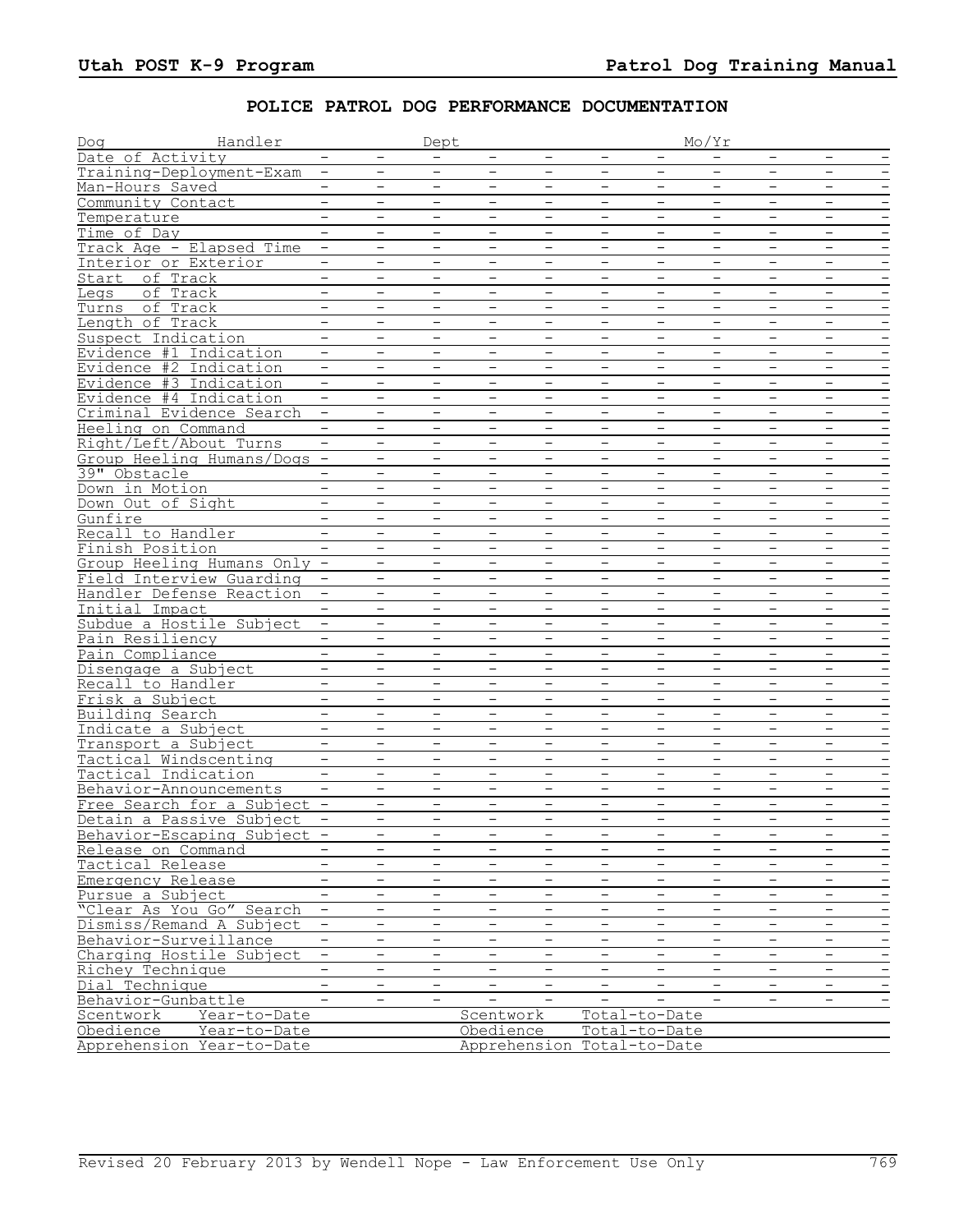## POLICE PATROL DOG PERFORMANCE DOCUMENTATION

| Dog Handler | | | Dept | | | | | Mo/Yr | | | |
|---|---|---|---|---|---|---|---|---|---|---|---|
| Date of Activity | - | - | - | - | - | - | - | - | - | - | - |
| Training-Deployment-Exam | - | - | - | - | - | - | - | - | - | - | - |
| Man-Hours Saved | - | - | - | - | - | - | - | - | - | - | - |
| Community Contact | - | - | - | - | - | - | - | - | - | - | - |
| Temperature | - | - | - | - | - | - | - | - | - | - | - |
| Time of Day | - | - | - | - | - | - | - | - | - | - | - |
| Track Age - Elapsed Time | - | - | - | - | - | - | - | - | - | - | - |
| Interior or Exterior | - | - | - | - | - | - | - | - | - | - | - |
| Start of Track | - | - | - | - | - | - | - | - | - | - | - |
| Legs of Track | - | - | - | - | - | - | - | - | - | - | - |
| Turns of Track | - | - | - | - | - | - | - | - | - | - | - |
| Length of Track | - | - | - | - | - | - | - | - | - | - | - |
| Suspect Indication | - | - | - | - | - | - | - | - | - | - | - |
| Evidence #1 Indication | - | - | - | - | - | - | - | - | - | - | - |
| Evidence #2 Indication | - | - | - | - | - | - | - | - | - | - | - |
| Evidence #3 Indication | - | - | - | - | - | - | - | - | - | - | - |
| Evidence #4 Indication | - | - | - | - | - | - | - | - | - | - | - |
| Criminal Evidence Search | - | - | - | - | - | - | - | - | - | - | - |
| Heeling on Command | - | - | - | - | - | - | - | - | - | - | - |
| Right/Left/About Turns | - | - | - | - | - | - | - | - | - | - | - |
| Group Heeling Humans/Dogs | - | - | - | - | - | - | - | - | - | - | - |
| 39" Obstacle | - | - | - | - | - | - | - | - | - | - | - |
| Down in Motion | - | - | - | - | - | - | - | - | - | - | - |
| Down Out of Sight | - | - | - | - | - | - | - | - | - | - | - |
| Gunfire | - | - | - | - | - | - | - | - | - | - | - |
| Recall to Handler | - | - | - | - | - | - | - | - | - | - | - |
| Finish Position | - | - | - | - | - | - | - | - | - | - | - |
| Group Heeling Humans Only | - | - | - | - | - | - | - | - | - | - | - |
| Field Interview Guarding | - | - | - | - | - | - | - | - | - | - | - |
| Handler Defense Reaction | - | - | - | - | - | - | - | - | - | - | - |
| Initial Impact | - | - | - | - | - | - | - | - | - | - | - |
| Subdue a Hostile Subject | - | - | - | - | - | - | - | - | - | - | - |
| Pain Resiliency | - | - | - | - | - | - | - | - | - | - | - |
| Pain Compliance | - | - | - | - | - | - | - | - | - | - | - |
| Disengage a Subject | - | - | - | - | - | - | - | - | - | - | - |
| Recall to Handler | - | - | - | - | - | - | - | - | - | - | - |
| Frisk a Subject | - | - | - | - | - | - | - | - | - | - | - |
| Building Search | - | - | - | - | - | - | - | - | - | - | - |
| Indicate a Subject | - | - | - | - | - | - | - | - | - | - | - |
| Transport a Subject | - | - | - | - | - | - | - | - | - | - | - |
| Tactical Windscenting | - | - | - | - | - | - | - | - | - | - | - |
| Tactical Indication | - | - | - | - | - | - | - | - | - | - | - |
| Behavior-Announcements | - | - | - | - | - | - | - | - | - | - | - |
| Free Search for a Subject | - | - | - | - | - | - | - | - | - | - | - |
| Detain a Passive Subject | - | - | - | - | - | - | - | - | - | - | - |
| Behavior-Escaping Subject | - | - | - | - | - | - | - | - | - | - | - |
| Release on Command | - | - | - | - | - | - | - | - | - | - | - |
| Tactical Release | - | - | - | - | - | - | - | - | - | - | - |
| Emergency Release | - | - | - | - | - | - | - | - | - | - | - |
| Pursue a Subject | - | - | - | - | - | - | - | - | - | - | - |
| "Clear As You Go" Search | - | - | - | - | - | - | - | - | - | - | - |
| Dismiss/Remand A Subject | - | - | - | - | - | - | - | - | - | - | - |
| Behavior-Surveillance | - | - | - | - | - | - | - | - | - | - | - |
| Charging Hostile Subject | - | - | - | - | - | - | - | - | - | - | - |
| Richey Technique | - | - | - | - | - | - | - | - | - | - | - |
| Dial Technique | - | - | - | - | - | - | - | - | - | - | - |
| Behavior-Gunbattle | - | - | - | - | - | - | - | - | - | - | - |
| Scentwork Year-to-Date | | | | Scentwork Total-to-Date | | | | | | | |
| Obedience Year-to-Date | | | | Obedience Total-to-Date | | | | | | | |
| Apprehension Year-to-Date | | | | Apprehension Total-to-Date | | | | | | | |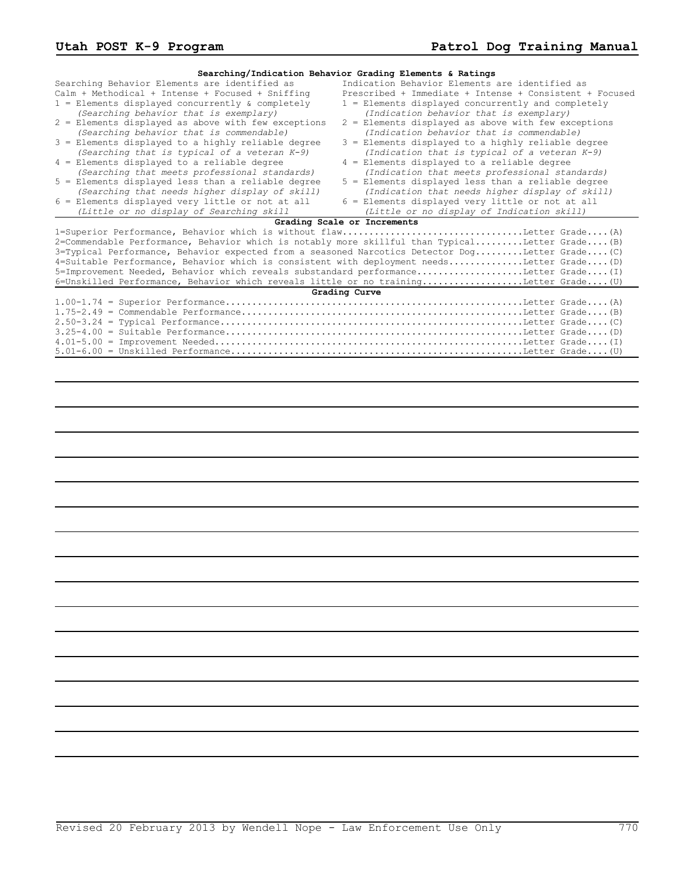**Searching/Indication Behavior Grading Elements & Ratings**

| Searching Behavior Elements are identified as Calm + Methodical + Intense + Focused + Sniffing | Indication Behavior Elements are identified as Prescribed + Immediate + Intense + Consistent + Focused |
|---|---|
| 1 = Elements displayed concurrently & completely *(Searching behavior that is exemplary)* | 1 = Elements displayed concurrently and completely *(Indication behavior that is exemplary)* |
| 2 = Elements displayed as above with few exceptions *(Searching behavior that is commendable)* | 2 = Elements displayed as above with few exceptions *(Indication behavior that is commendable)* |
| 3 = Elements displayed to a highly reliable degree *(Searching that is typical of a veteran K-9)* | 3 = Elements displayed to a highly reliable degree *(Indication that is typical of a veteran K-9)* |
| 4 = Elements displayed to a reliable degree *(Searching that meets professional standards)* | 4 = Elements displayed to a reliable degree *(Indication that meets professional standards)* |
| 5 = Elements displayed less than a reliable degree *(Searching that needs higher display of skill)* | 5 = Elements displayed less than a reliable degree *(Indication that needs higher display of skill)* |
| 6 = Elements displayed very little or not at all *(Little or no display of Searching skill* | 6 = Elements displayed very little or not at all *(Little or no display of Indication skill)* |

**Grading Scale or Increments**

1=Superior Performance, Behavior which is without flaw.................................Letter Grade....(A)
2=Commendable Performance, Behavior which is notably more skillful than Typical.........Letter Grade....(B)
3=Typical Performance, Behavior expected from a seasoned Narcotics Detector Dog.........Letter Grade....(C)
4=Suitable Performance, Behavior which is consistent with deployment needs.............Letter Grade....(D)
5=Improvement Needed, Behavior which reveals substandard performance...................Letter Grade....(I)
6=Unskilled Performance, Behavior which reveals little or no training..................Letter Grade....(U)

**Grading Curve**

1.00-1.74 = Superior Performance......................................................Letter Grade....(A)
1.75-2.49 = Commendable Performance...................................................Letter Grade....(B)
2.50-3.24 = Typical Performance.......................................................Letter Grade....(C)
3.25-4.00 = Suitable Performance......................................................Letter Grade....(D)
4.01-5.00 = Improvement Needed........................................................Letter Grade....(I)
5.01-6.00 = Unskilled Performance.....................................................Letter Grade....(U)